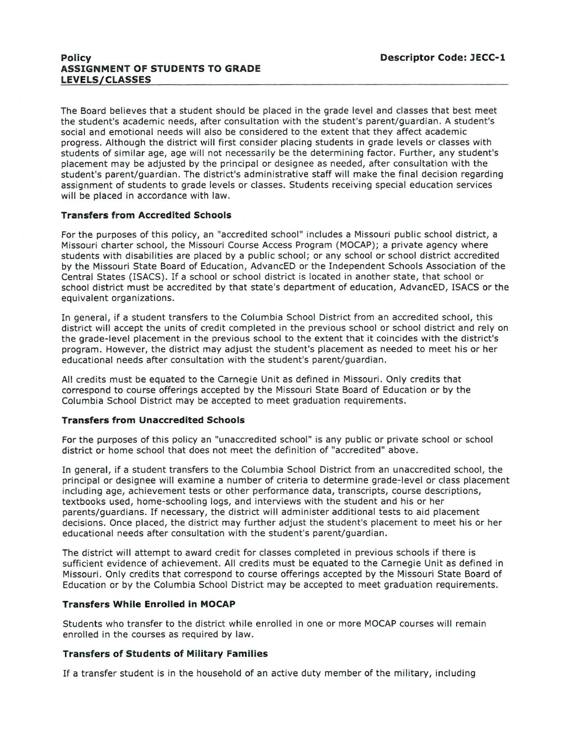**Policy** **Descriptor Code: JECC-1**

**ASSIGNMENT OF STUDENTS TO GRADE LEVELS/CLASSES**

The Board believes that a student should be placed in the grade level and classes that best meet the student's academic needs, after consultation with the student's parent/guardian. A student's social and emotional needs will also be considered to the extent that they affect academic progress. Although the district will first consider placing students in grade levels or classes with students of similar age, age will not necessarily be the determining factor. Further, any student's placement may be adjusted by the principal or designee as needed, after consultation with the student's parent/guardian. The district's administrative staff will make the final decision regarding assignment of students to grade levels or classes. Students receiving special education services will be placed in accordance with law.

### Transfers from Accredited Schools

For the purposes of this policy, an "accredited school" includes a Missouri public school district, a Missouri charter school, the Missouri Course Access Program (MOCAP); a private agency where students with disabilities are placed by a public school; or any school or school district accredited by the Missouri State Board of Education, AdvancED or the Independent Schools Association of the Central States (ISACS). If a school or school district is located in another state, that school or school district must be accredited by that state's department of education, AdvancED, ISACS or the equivalent organizations.

In general, if a student transfers to the Columbia School District from an accredited school, this district will accept the units of credit completed in the previous school or school district and rely on the grade-level placement in the previous school to the extent that it coincides with the district's program. However, the district may adjust the student's placement as needed to meet his or her educational needs after consultation with the student's parent/guardian.

All credits must be equated to the Carnegie Unit as defined in Missouri. Only credits that correspond to course offerings accepted by the Missouri State Board of Education or by the Columbia School District may be accepted to meet graduation requirements.

### Transfers from Unaccredited Schools

For the purposes of this policy an "unaccredited school" is any public or private school or school district or home school that does not meet the definition of "accredited" above.

In general, if a student transfers to the Columbia School District from an unaccredited school, the principal or designee will examine a number of criteria to determine grade-level or class placement including age, achievement tests or other performance data, transcripts, course descriptions, textbooks used, home-schooling logs, and interviews with the student and his or her parents/guardians. If necessary, the district will administer additional tests to aid placement decisions. Once placed, the district may further adjust the student's placement to meet his or her educational needs after consultation with the student's parent/guardian.

The district will attempt to award credit for classes completed in previous schools if there is sufficient evidence of achievement. All credits must be equated to the Carnegie Unit as defined in Missouri. Only credits that correspond to course offerings accepted by the Missouri State Board of Education or by the Columbia School District may be accepted to meet graduation requirements.

### Transfers While Enrolled in MOCAP

Students who transfer to the district while enrolled in one or more MOCAP courses will remain enrolled in the courses as required by law.

### Transfers of Students of Military Families

If a transfer student is in the household of an active duty member of the military, including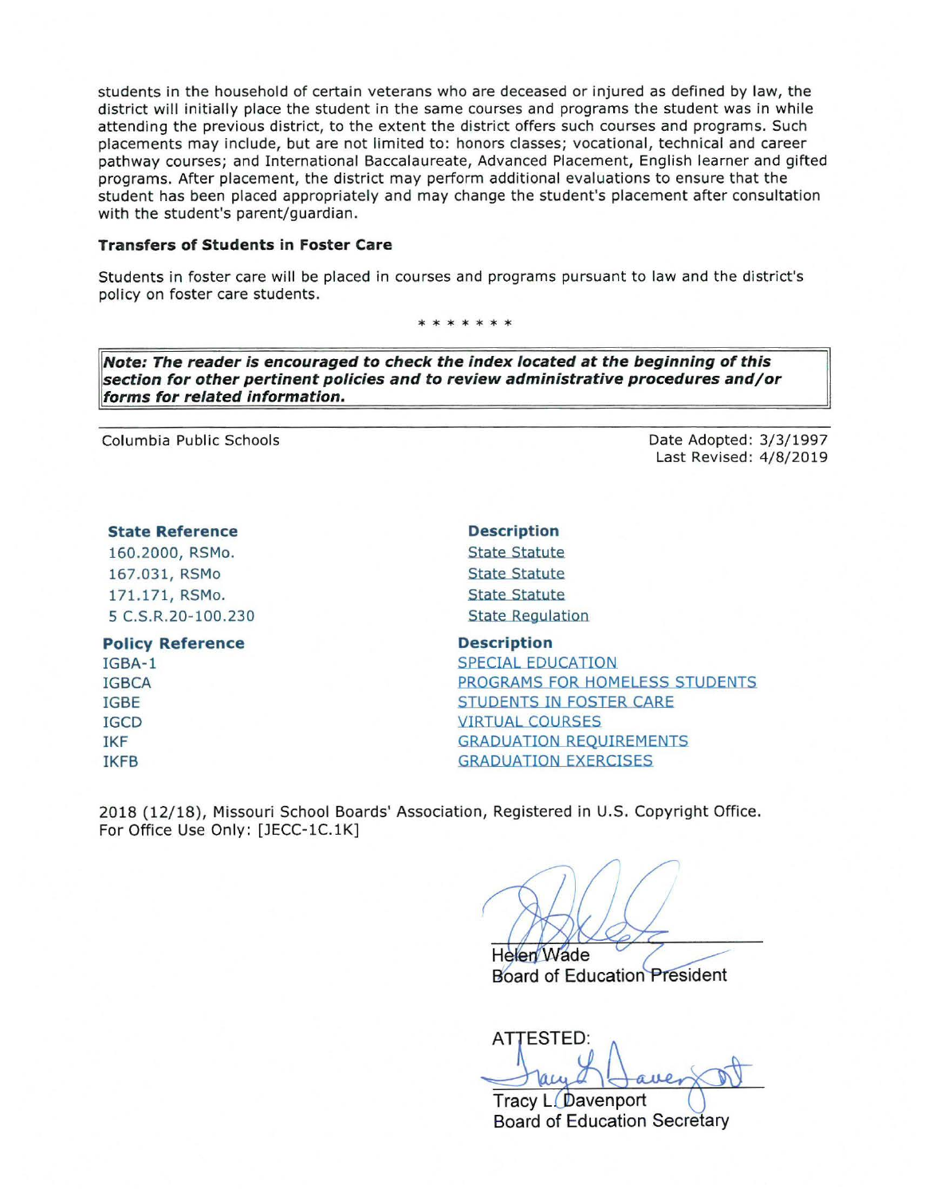students in the household of certain veterans who are deceased or injured as defined by law, the district will initially place the student in the same courses and programs the student was in while attending the previous district, to the extent the district offers such courses and programs. Such placements may include, but are not limited to: honors classes; vocational, technical and career pathway courses; and International Baccalaureate, Advanced Placement, English learner and gifted programs. After placement, the district may perform additional evaluations to ensure that the student has been placed appropriately and may change the student's placement after consultation with the student's parent/guardian.

**Transfers of Students in Foster Care**

Students in foster care will be placed in courses and programs pursuant to law and the district's policy on foster care students.

\* \* \* \* \* \* \*

***Note: The reader is encouraged to check the index located at the beginning of this section for other pertinent policies and to review administrative procedures and/or forms for related information.***

Columbia Public Schools

Date Adopted: 3/3/1997
Last Revised: 4/8/2019

| State Reference | Description |
|---|---|
| 160.2000, RSMo. | State Statute |
| 167.031, RSMo | State Statute |
| 171.171, RSMo. | State Statute |
| 5 C.S.R.20-100.230 | State Regulation |

| Policy Reference | Description |
|---|---|
| IGBA-1 | SPECIAL EDUCATION |
| IGBCA | PROGRAMS FOR HOMELESS STUDENTS |
| IGBE | STUDENTS IN FOSTER CARE |
| IGCD | VIRTUAL COURSES |
| IKF | GRADUATION REQUIREMENTS |
| IKFB | GRADUATION EXERCISES |

2018 (12/18), Missouri School Boards' Association, Registered in U.S. Copyright Office.
For Office Use Only: [JECC-1C.1K]

Helen Wade
Board of Education President

ATTESTED:

Tracy L. Davenport
Board of Education Secretary